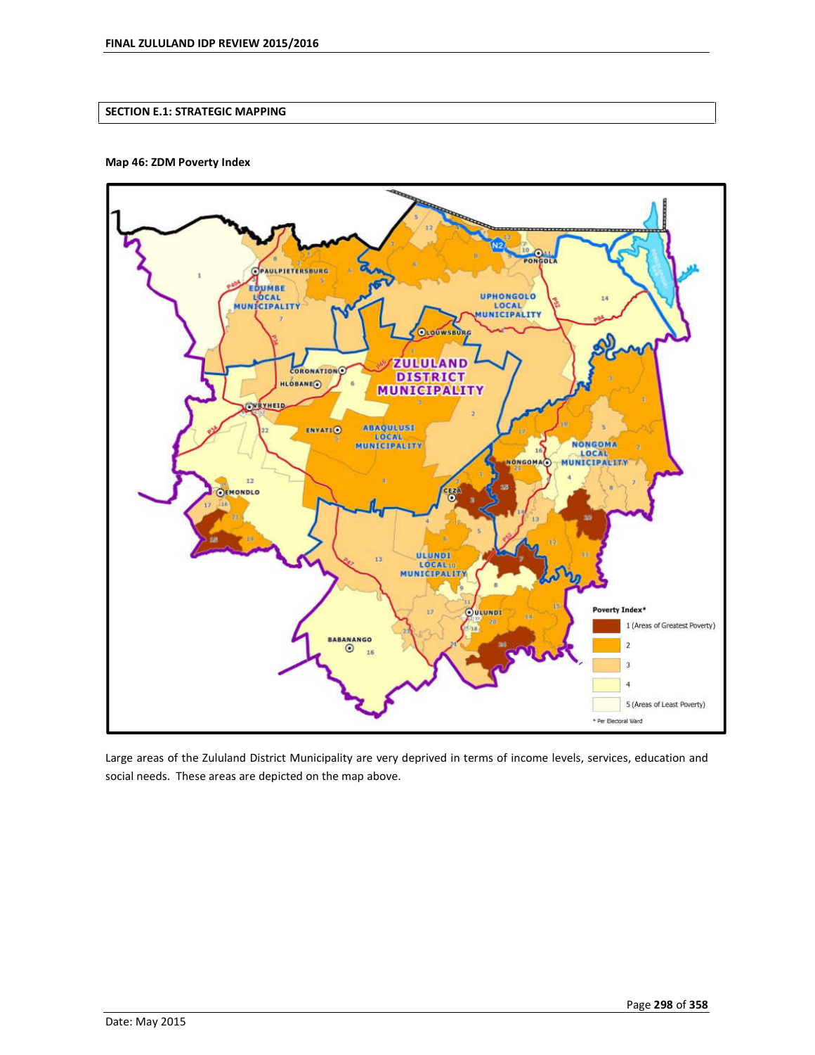## SECTION E.1: STRATEGIC MAPPING

**Map 46: ZDM Poverty Index**

Large areas of the Zululand District Municipality are very deprived in terms of income levels, services, education and social needs. These areas are depicted on the map above.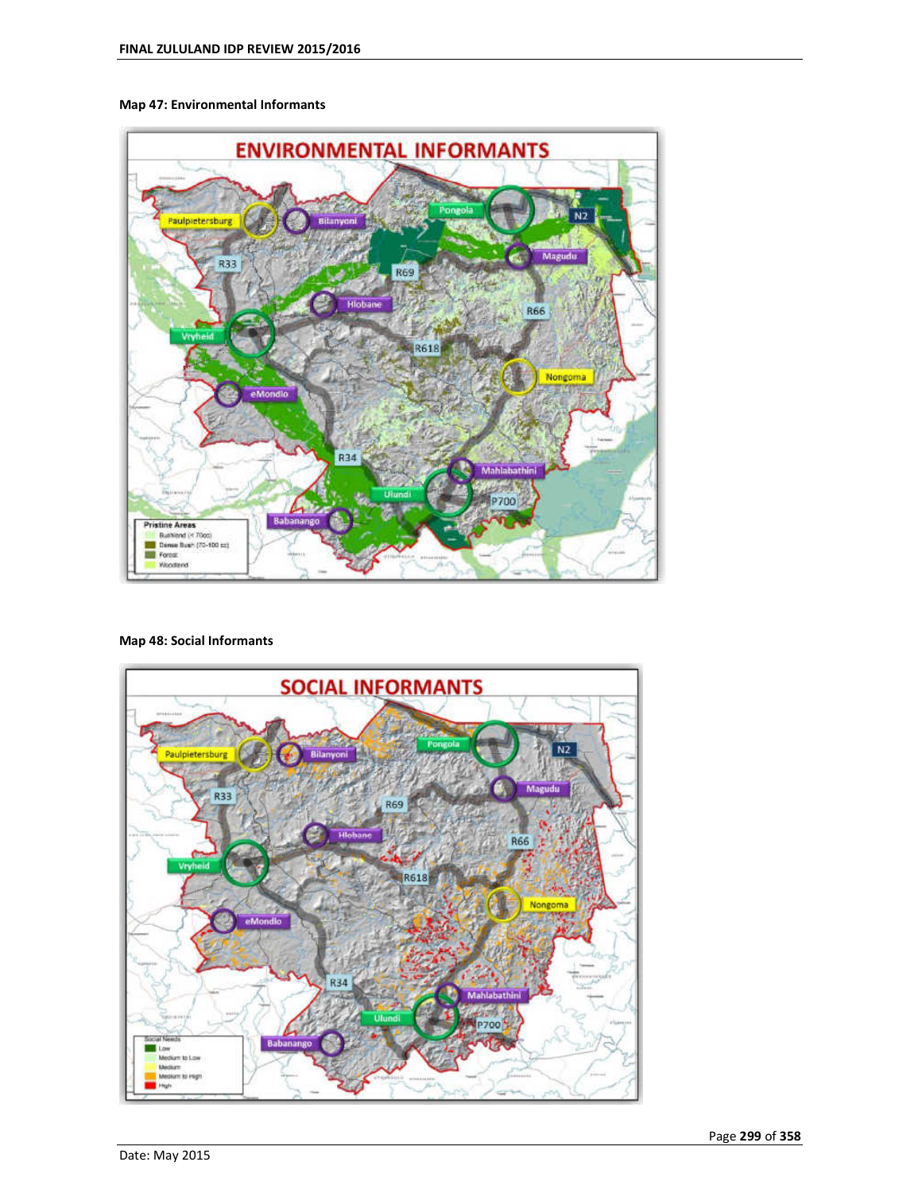Map 47: Environmental Informants

Map 48: Social Informants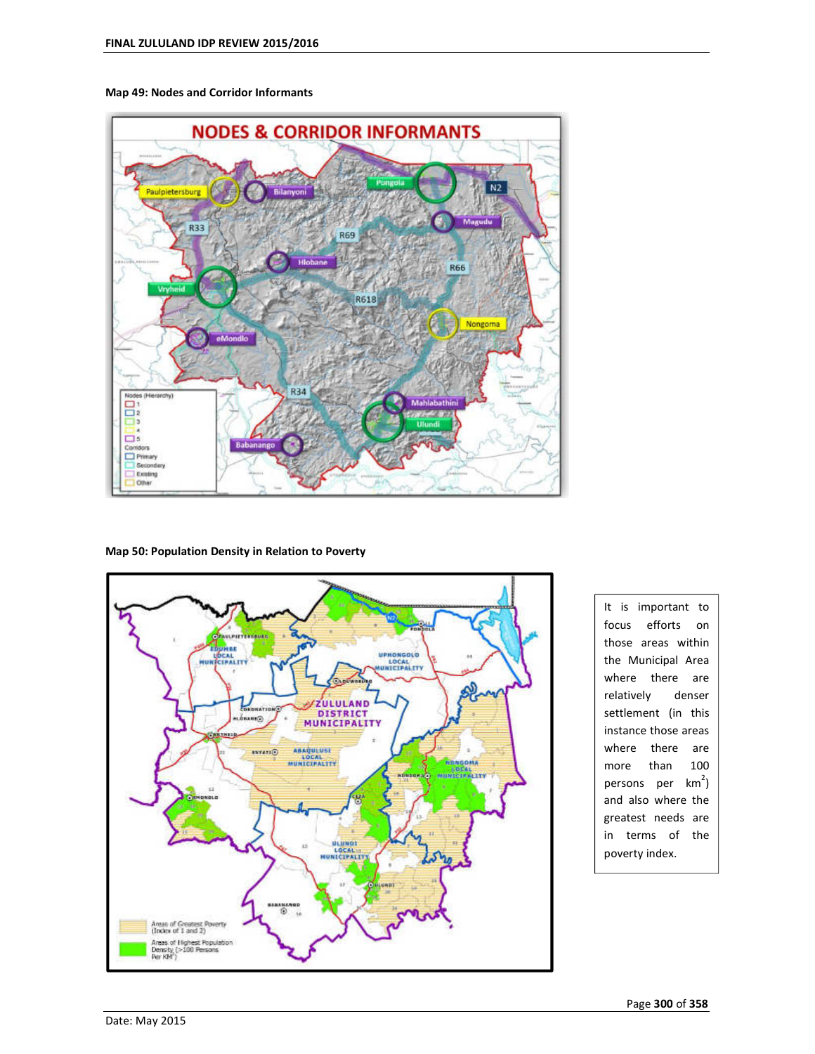**Map 49: Nodes and Corridor Informants**

**Map 50: Population Density in Relation to Poverty**

It is important to focus efforts on those areas within the Municipal Area where there are relatively denser settlement (in this instance those areas where there are more than 100 persons per km$^2$) and also where the greatest needs are in terms of the poverty index.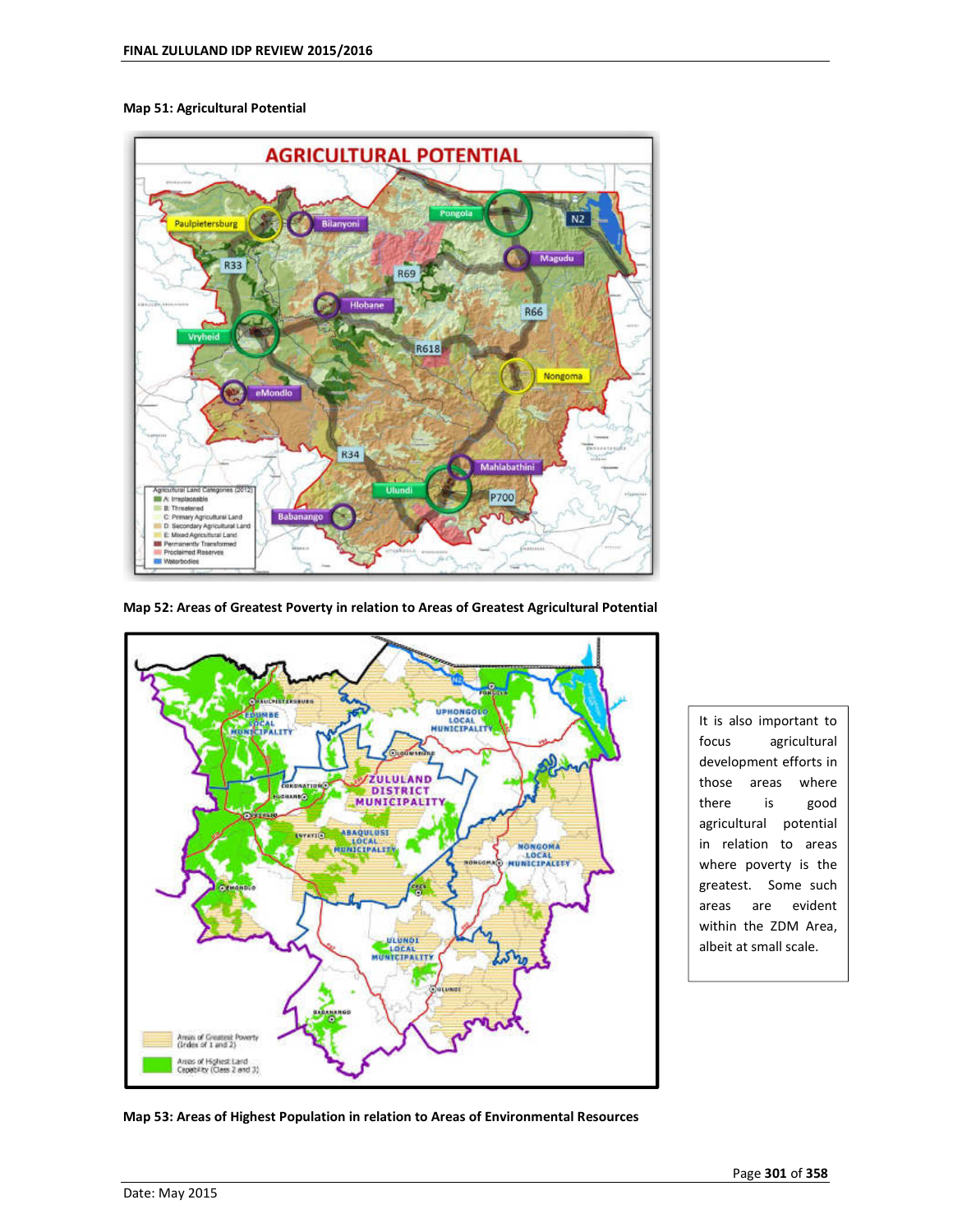**Map 51: Agricultural Potential**

**Map 52: Areas of Greatest Poverty in relation to Areas of Greatest Agricultural Potential**

It is also important to focus agricultural development efforts in those areas where there is good agricultural potential in relation to areas where poverty is the greatest. Some such areas are evident within the ZDM Area, albeit at small scale.

**Map 53: Areas of Highest Population in relation to Areas of Environmental Resources**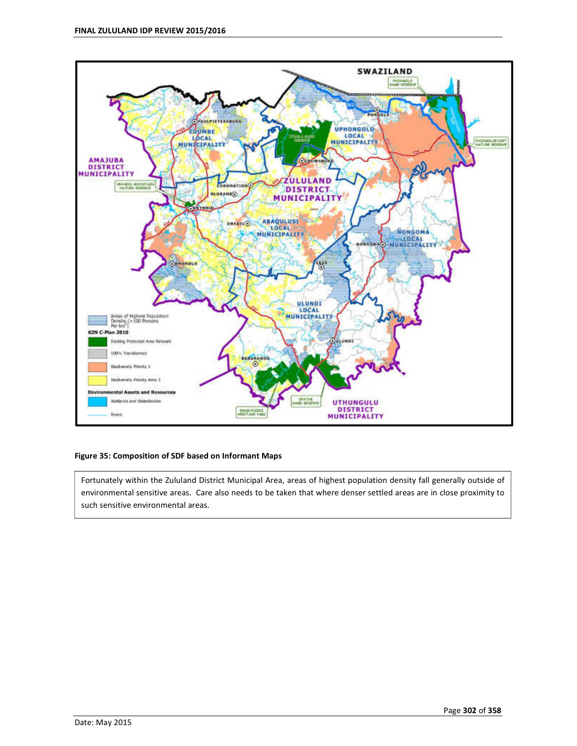**Figure 35: Composition of SDF based on Informant Maps**

Fortunately within the Zululand District Municipal Area, areas of highest population density fall generally outside of environmental sensitive areas. Care also needs to be taken that where denser settled areas are in close proximity to such sensitive environmental areas.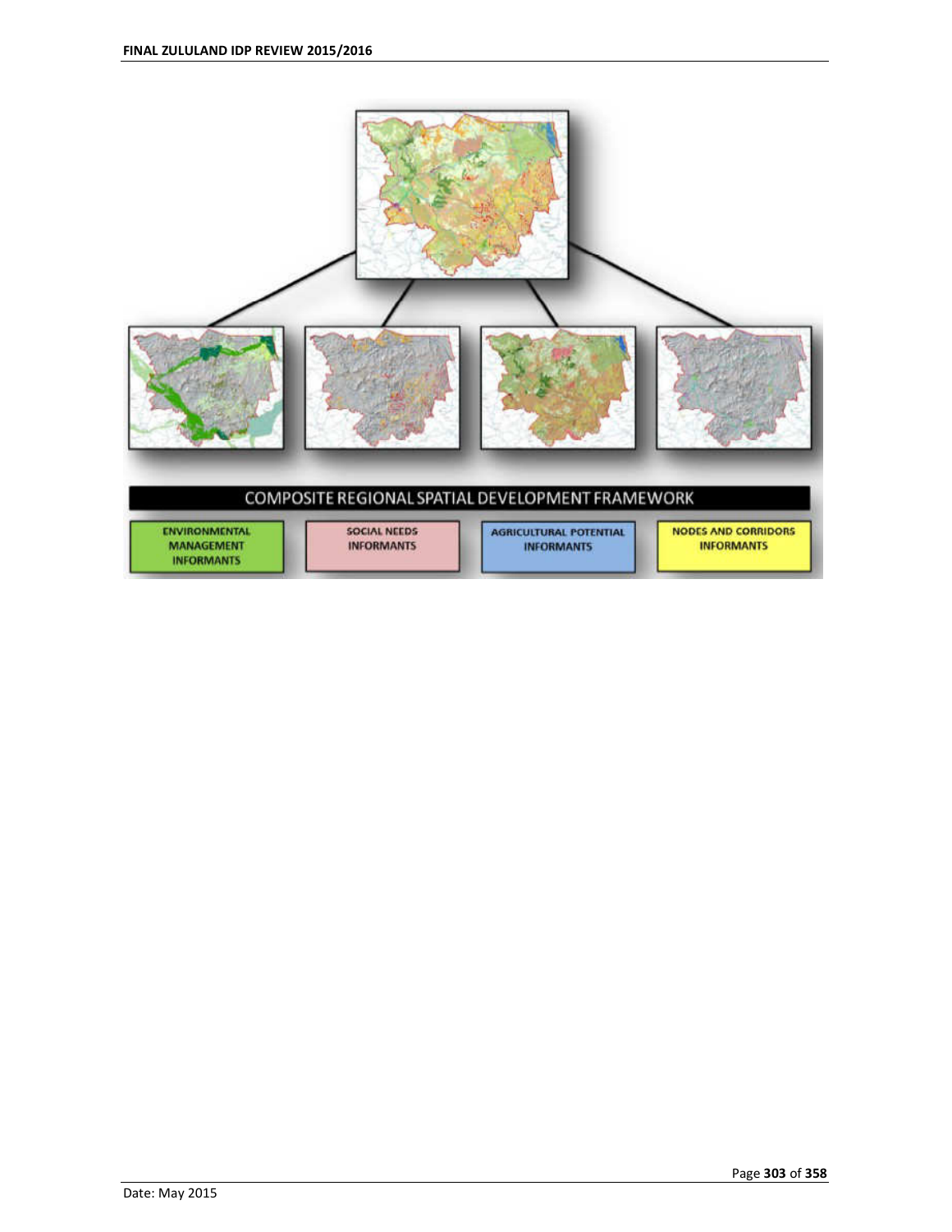COMPOSITE REGIONAL SPATIAL DEVELOPMENT FRAMEWORK

ENVIRONMENTAL MANAGEMENT INFORMANTS

SOCIAL NEEDS INFORMANTS

AGRICULTURAL POTENTIAL INFORMANTS

NODES AND CORRIDORS INFORMANTS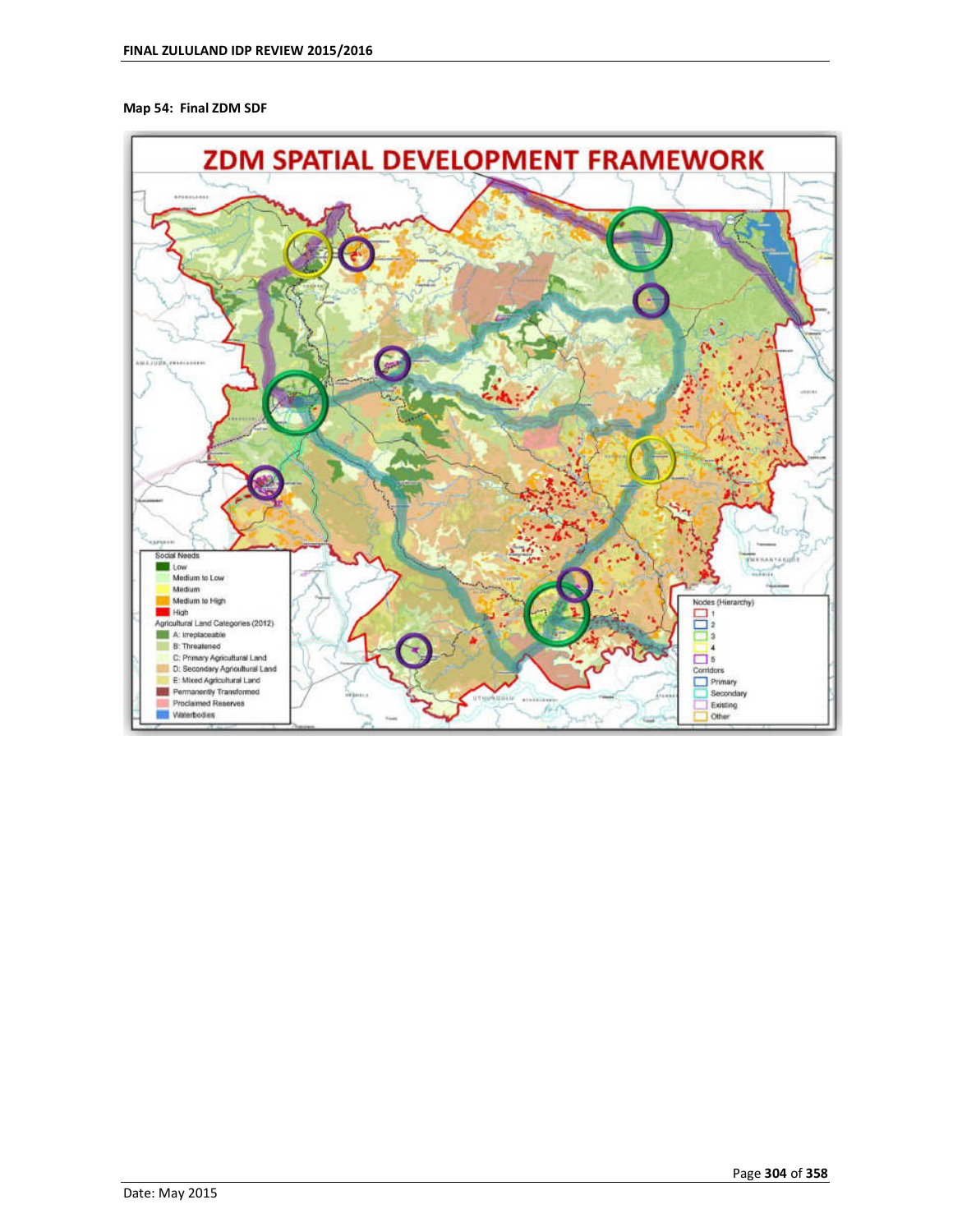**Map 54: Final ZDM SDF**

# ZDM SPATIAL DEVELOPMENT FRAMEWORK

Social Needs
- Low
- Medium to Low
- Medium
- Medium to High
- High

Agricultural Land Categories (2012)
- A: Irreplaceable
- B: Threatened
- C: Primary Agricultural Land
- D: Secondary Agricultural Land
- E: Mixed Agricultural Land
- Permanently Transformed
- Proclaimed Reserves
- Waterbodies

Nodes (Hierarchy)
- 1
- 2
- 3
- 4
- 5

Corridors
- Primary
- Secondary
- Existing
- Other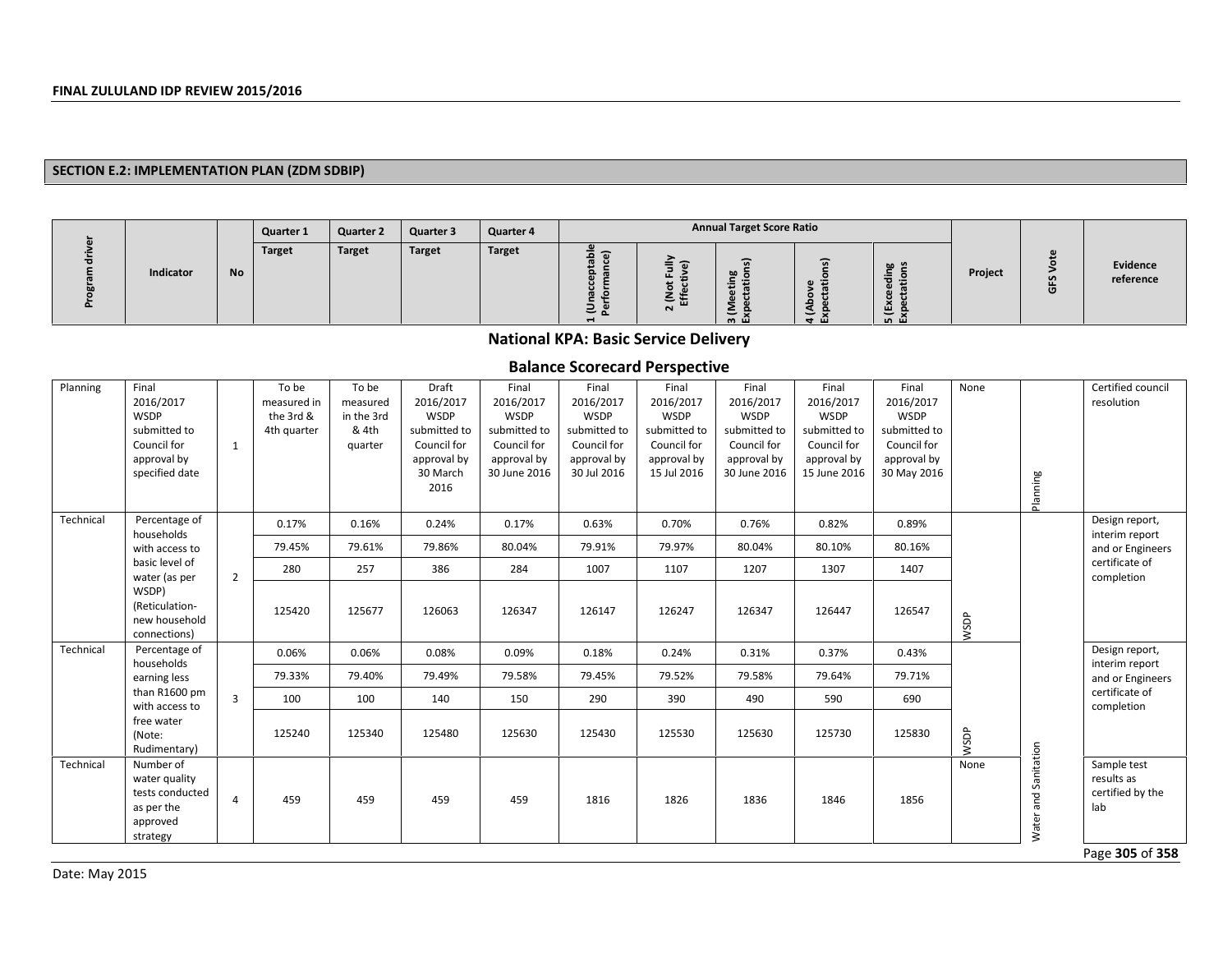## SECTION E.2: IMPLEMENTATION PLAN (ZDM SDBIP)

| Program driver | Indicator | No | Quarter 1 Target | Quarter 2 Target | Quarter 3 Target | Quarter 4 Target | Annual Target Score Ratio: 1 (Unacceptable Performance) | 2 (Not Fully Effective) | 3 (Meeting Expectations) | 4 (Above Expectations) | 5 (Exceeding Expectations) | Project | GFS Vote | Evidence reference |
|---|---|---|---|---|---|---|---|---|---|---|---|---|---|---|
| **National KPA: Basic Service Delivery** | | | | | | | | | | | | | | |
| **Balance Scorecard Perspective** | | | | | | | | | | | | | | |
| Planning | Final 2016/2017 WSDP submitted to Council for approval by specified date | 1 | To be measured in the 3rd & 4th quarter | To be measured in the 3rd & 4th quarter | Draft 2016/2017 WSDP submitted to Council for approval by 30 March 2016 | Final 2016/2017 WSDP submitted to Council for approval by 30 June 2016 | Final 2016/2017 WSDP submitted to Council for approval by 30 Jul 2016 | Final 2016/2017 WSDP submitted to Council for approval by 15 Jul 2016 | Final 2016/2017 WSDP submitted to Council for approval by 30 June 2016 | Final 2016/2017 WSDP submitted to Council for approval by 15 June 2016 | Final 2016/2017 WSDP submitted to Council for approval by 30 May 2016 | None | Planning | Certified council resolution |
| Technical | Percentage of households with access to basic level of water (as per WSDP) (Reticulation-new household connections) | 2 | 0.17% | 0.16% | 0.24% | 0.17% | 0.63% | 0.70% | 0.76% | 0.82% | 0.89% | WSDP | Water and Sanitation | Design report, interim report and or Engineers certificate of completion |
| | | | 79.45% | 79.61% | 79.86% | 80.04% | 79.91% | 79.97% | 80.04% | 80.10% | 80.16% | | | |
| | | | 280 | 257 | 386 | 284 | 1007 | 1107 | 1207 | 1307 | 1407 | | | |
| | | | 125420 | 125677 | 126063 | 126347 | 126147 | 126247 | 126347 | 126447 | 126547 | | | |
| Technical | Percentage of households earning less than R1600 pm with access to free water (Note: Rudimentary) | 3 | 0.06% | 0.06% | 0.08% | 0.09% | 0.18% | 0.24% | 0.31% | 0.37% | 0.43% | WSDP | Water and Sanitation | Design report, interim report and or Engineers certificate of completion |
| | | | 79.33% | 79.40% | 79.49% | 79.58% | 79.45% | 79.52% | 79.58% | 79.64% | 79.71% | | | |
| | | | 100 | 100 | 140 | 150 | 290 | 390 | 490 | 590 | 690 | | | |
| | | | 125240 | 125340 | 125480 | 125630 | 125430 | 125530 | 125630 | 125730 | 125830 | | | |
| Technical | Number of water quality tests conducted as per the approved strategy | 4 | 459 | 459 | 459 | 459 | 1816 | 1826 | 1836 | 1846 | 1856 | None | Water and Sanitation | Sample test results as certified by the lab |

Date: May 2015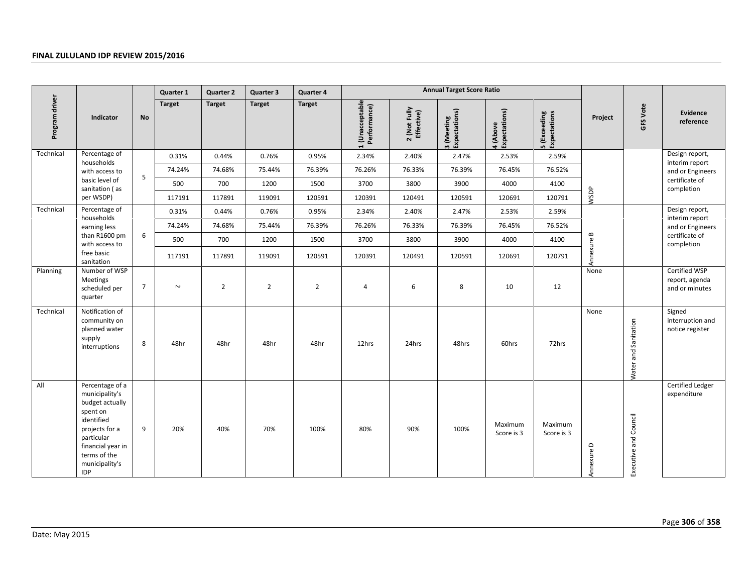| Program driver | Indicator | No | Quarter 1 | Quarter 2 | Quarter 3 | Quarter 4 | Annual Target Score Ratio | | | | | Project | GFS Vote | Evidence reference |
|---|---|---|---|---|---|---|---|---|---|---|---|---|---|---|
| | | | Target | Target | Target | Target | 1 (Unacceptable Performance) | 2 (Not Fully Effective) | 3 (Meeting Expectations) | 4 (Above Expectations) | 5 (Exceeding Expectations | | | |
| Technical | Percentage of households with access to basic level of sanitation ( as per WSDP) | 5 | 0.31% | 0.44% | 0.76% | 0.95% | 2.34% | 2.40% | 2.47% | 2.53% | 2.59% | WSDP | | Design report, interim report and or Engineers certificate of completion |
| | | | 74.24% | 74.68% | 75.44% | 76.39% | 76.26% | 76.33% | 76.39% | 76.45% | 76.52% | | | |
| | | | 500 | 700 | 1200 | 1500 | 3700 | 3800 | 3900 | 4000 | 4100 | | | |
| | | | 117191 | 117891 | 119091 | 120591 | 120391 | 120491 | 120591 | 120691 | 120791 | | | |
| Technical | Percentage of households earning less than R1600 pm with access to free basic sanitation | 6 | 0.31% | 0.44% | 0.76% | 0.95% | 2.34% | 2.40% | 2.47% | 2.53% | 2.59% | Annexure B | | Design report, interim report and or Engineers certificate of completion |
| | | | 74.24% | 74.68% | 75.44% | 76.39% | 76.26% | 76.33% | 76.39% | 76.45% | 76.52% | | | |
| | | | 500 | 700 | 1200 | 1500 | 3700 | 3800 | 3900 | 4000 | 4100 | | | |
| | | | 117191 | 117891 | 119091 | 120591 | 120391 | 120491 | 120591 | 120691 | 120791 | | | |
| Planning | Number of WSP Meetings scheduled per quarter | 7 | 2 | 2 | 2 | 2 | 4 | 6 | 8 | 10 | 12 | None | | Certified WSP report, agenda and or minutes |
| Technical | Notification of community on planned water supply interruptions | 8 | 48hr | 48hr | 48hr | 48hr | 12hrs | 24hrs | 48hrs | 60hrs | 72hrs | None | Water and Sanitation | Signed interruption and notice register |
| All | Percentage of a municipality's budget actually spent on identified projects for a particular financial year in terms of the municipality's IDP | 9 | 20% | 40% | 70% | 100% | 80% | 90% | 100% | Maximum Score is 3 | Maximum Score is 3 | Annexure D | Executive and Council | Certified Ledger expenditure |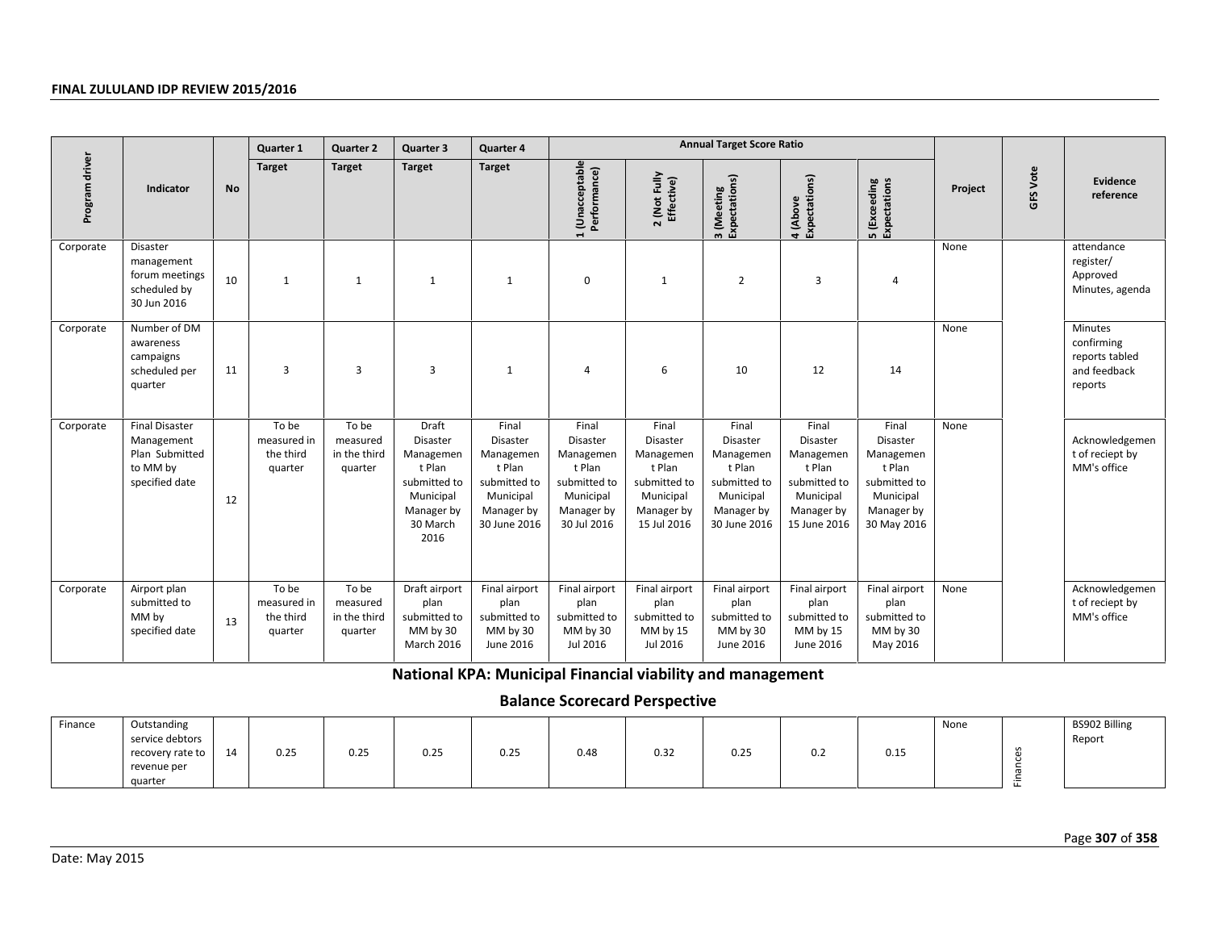| Program driver | Indicator | No | Quarter 1 | Quarter 2 | Quarter 3 | Quarter 4 | Annual Target Score Ratio | | | | | Project | GFS Vote | Evidence reference |
|---|---|---|---|---|---|---|---|---|---|---|---|---|---|---|
| | | | Target | Target | Target | Target | 1 (Unacceptable Performance) | 2 (Not Fully Effective) | 3 (Meeting Expectations) | 4 (Above Expectations) | 5 (Exceeding Expectations | | | |
| Corporate | Disaster management forum meetings scheduled by 30 Jun 2016 | 10 | 1 | 1 | 1 | 1 | 0 | 1 | 2 | 3 | 4 | None | | attendance register/ Approved Minutes, agenda |
| Corporate | Number of DM awareness campaigns scheduled per quarter | 11 | 3 | 3 | 3 | 1 | 4 | 6 | 10 | 12 | 14 | None | | Minutes confirming reports tabled and feedback reports |
| Corporate | Final Disaster Management Plan Submitted to MM by specified date | 12 | To be measured in the third quarter | To be measured in the third quarter | Draft Disaster Management Plan submitted to Municipal Manager by 30 March 2016 | Final Disaster Management Plan submitted to Municipal Manager by 30 June 2016 | Final Disaster Management Plan submitted to Municipal Manager by 30 Jul 2016 | Final Disaster Management Plan submitted to Municipal Manager by 15 Jul 2016 | Final Disaster Management Plan submitted to Municipal Manager by 30 June 2016 | Final Disaster Management Plan submitted to Municipal Manager by 15 June 2016 | Final Disaster Management Plan submitted to Municipal Manager by 30 May 2016 | None | | Acknowledgement of reciept by MM's office |
| Corporate | Airport plan submitted to MM by specified date | 13 | To be measured in the third quarter | To be measured in the third quarter | Draft airport plan submitted to MM by 30 March 2016 | Final airport plan submitted to MM by 30 June 2016 | Final airport plan submitted to MM by 30 Jul 2016 | Final airport plan submitted to MM by 15 Jul 2016 | Final airport plan submitted to MM by 30 June 2016 | Final airport plan submitted to MM by 15 June 2016 | Final airport plan submitted to MM by 30 May 2016 | None | | Acknowledgement of reciept by MM's office |

## National KPA: Municipal Financial viability and management

## Balance Scorecard Perspective

| Program driver | Indicator | No | Quarter 1 Target | Quarter 2 Target | Quarter 3 Target | Quarter 4 Target | 1 (Unacceptable Performance) | 2 (Not Fully Effective) | 3 (Meeting Expectations) | 4 (Above Expectations) | 5 (Exceeding Expectations | Project | GFS Vote | Evidence reference |
|---|---|---|---|---|---|---|---|---|---|---|---|---|---|---|
| Finance | Outstanding service debtors recovery rate to revenue per quarter | 14 | 0.25 | 0.25 | 0.25 | 0.25 | 0.48 | 0.32 | 0.25 | 0.2 | 0.15 | None | Finances | BS902 Billing Report |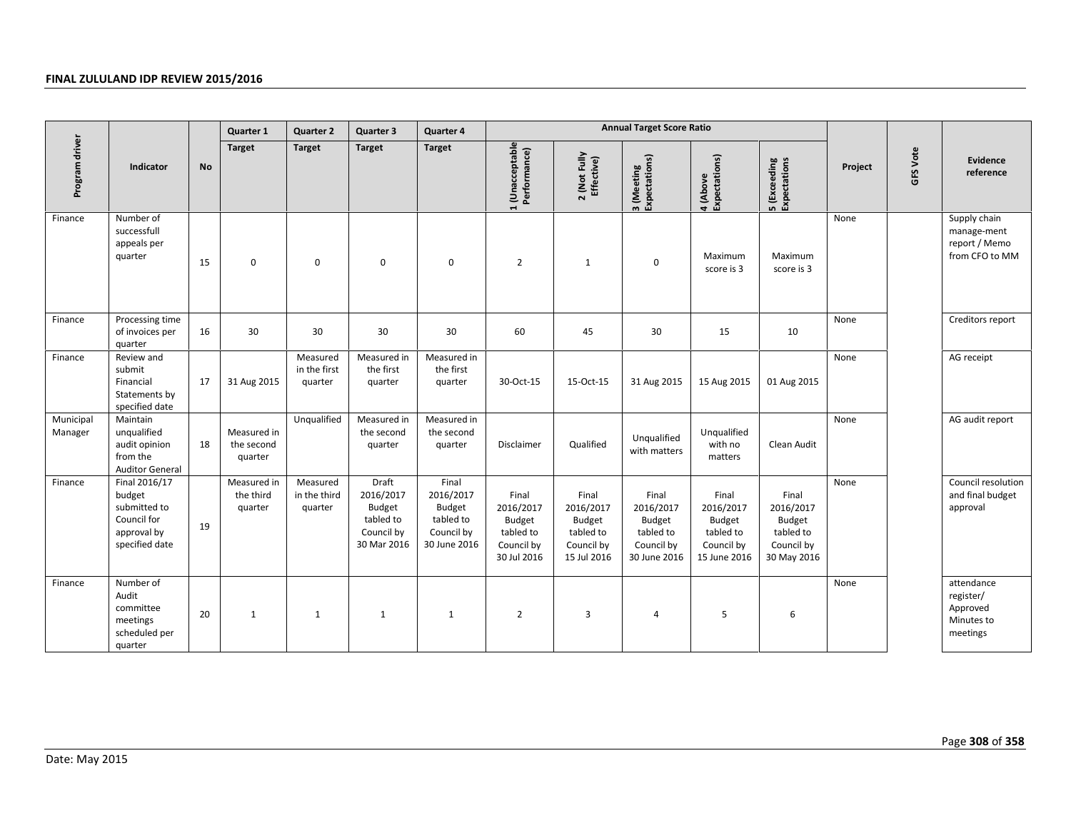| Program driver | Indicator | No | Quarter 1 | Quarter 2 | Quarter 3 | Quarter 4 | Annual Target Score Ratio | | | | | Project | GFS Vote | Evidence reference |
|---|---|---|---|---|---|---|---|---|---|---|---|---|---|---|
| | | | Target | Target | Target | Target | 1 (Unacceptable Performance) | 2 (Not Fully Effective) | 3 (Meeting Expectations) | 4 (Above Expectations) | 5 (Exceeding Expectations | | | |
| Finance | Number of successfull appeals per quarter | 15 | 0 | 0 | 0 | 0 | 2 | 1 | 0 | Maximum score is 3 | Maximum score is 3 | None | | Supply chain manage-ment report / Memo from CFO to MM |
| Finance | Processing time of invoices per quarter | 16 | 30 | 30 | 30 | 30 | 60 | 45 | 30 | 15 | 10 | None | | Creditors report |
| Finance | Review and submit Financial Statements by specified date | 17 | 31 Aug 2015 | Measured in the first quarter | Measured in the first quarter | Measured in the first quarter | 30-Oct-15 | 15-Oct-15 | 31 Aug 2015 | 15 Aug 2015 | 01 Aug 2015 | None | | AG receipt |
| Municipal Manager | Maintain unqualified audit opinion from the Auditor General | 18 | Measured in the second quarter | Unqualified | Measured in the second quarter | Measured in the second quarter | Disclaimer | Qualified | Unqualified with matters | Unqualified with no matters | Clean Audit | None | | AG audit report |
| Finance | Final 2016/17 budget submitted to Council for approval by specified date | 19 | Measured in the third quarter | Measured in the third quarter | Draft 2016/2017 Budget tabled to Council by 30 Mar 2016 | Final 2016/2017 Budget tabled to Council by 30 June 2016 | Final 2016/2017 Budget tabled to Council by 30 Jul 2016 | Final 2016/2017 Budget tabled to Council by 15 Jul 2016 | Final 2016/2017 Budget tabled to Council by 30 June 2016 | Final 2016/2017 Budget tabled to Council by 15 June 2016 | Final 2016/2017 Budget tabled to Council by 30 May 2016 | None | | Council resolution and final budget approval |
| Finance | Number of Audit committee meetings scheduled per quarter | 20 | 1 | 1 | 1 | 1 | 2 | 3 | 4 | 5 | 6 | None | | attendance register/ Approved Minutes to meetings |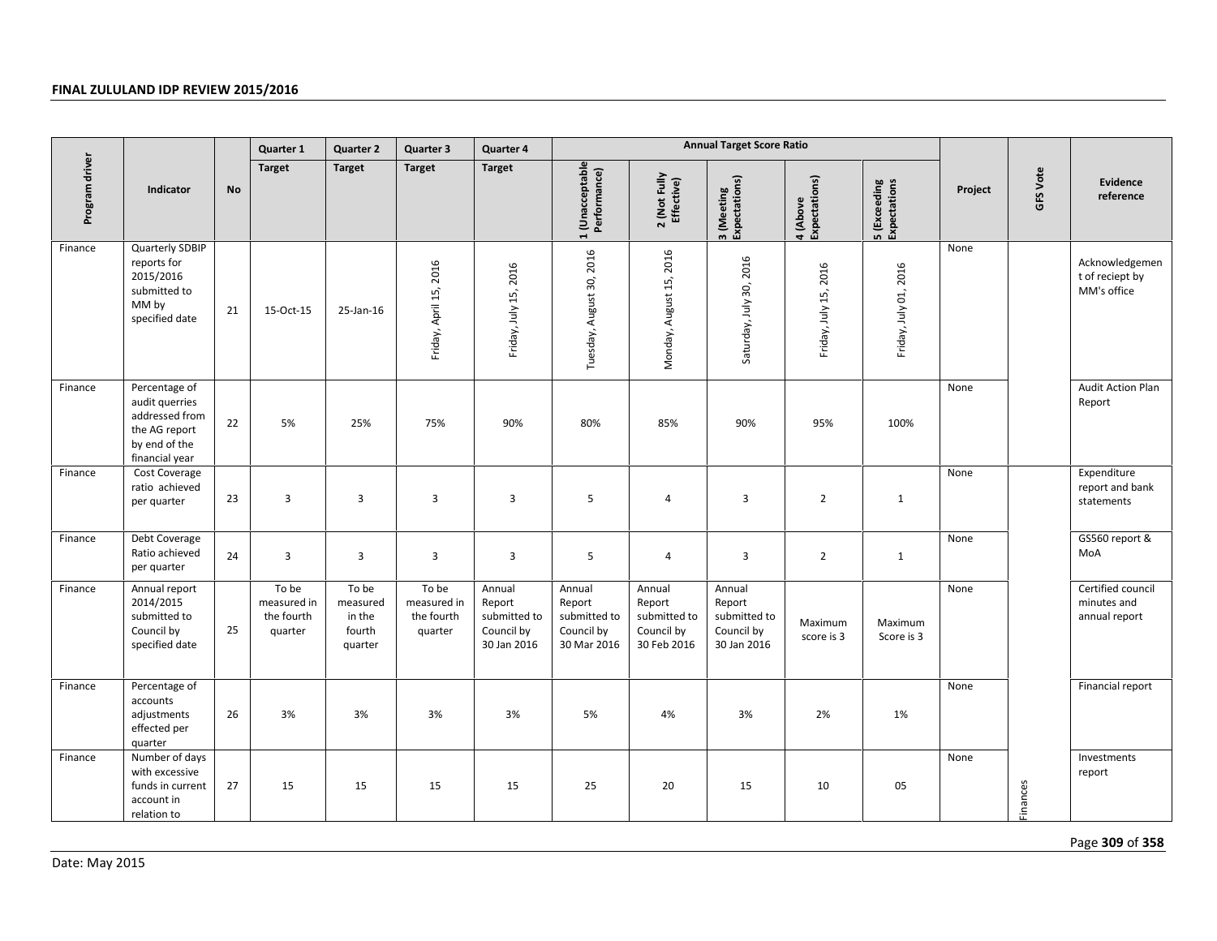| Program driver | Indicator | No | Quarter 1 | Quarter 2 | Quarter 3 | Quarter 4 | Annual Target Score Ratio | | | | | Project | GFS Vote | Evidence reference |
|---|---|---|---|---|---|---|---|---|---|---|---|---|---|---|
| | | | Target | Target | Target | Target | 1 (Unacceptable Performance) | 2 (Not Fully Effective) | 3 (Meeting Expectations) | 4 (Above Expectations) | 5 (Exceeding Expectations | | | |
| Finance | Quarterly SDBIP reports for 2015/2016 submitted to MM by specified date | 21 | 15-Oct-15 | 25-Jan-16 | Friday, April 15, 2016 | Friday, July 15, 2016 | Tuesday, August 30, 2016 | Monday, August 15, 2016 | Saturday, July 30, 2016 | Friday, July 15, 2016 | Friday, July 01, 2016 | None | | Acknowledgement of reciept by MM's office |
| Finance | Percentage of audit querries addressed from the AG report by end of the financial year | 22 | 5% | 25% | 75% | 90% | 80% | 85% | 90% | 95% | 100% | None | | Audit Action Plan Report |
| Finance | Cost Coverage ratio achieved per quarter | 23 | 3 | 3 | 3 | 3 | 5 | 4 | 3 | 2 | 1 | None | | Expenditure report and bank statements |
| Finance | Debt Coverage Ratio achieved per quarter | 24 | 3 | 3 | 3 | 3 | 5 | 4 | 3 | 2 | 1 | None | | GS560 report & MoA |
| Finance | Annual report 2014/2015 submitted to Council by specified date | 25 | To be measured in the fourth quarter | To be measured in the fourth quarter | To be measured in the fourth quarter | Annual Report submitted to Council by 30 Jan 2016 | Annual Report submitted to Council by 30 Mar 2016 | Annual Report submitted to Council by 30 Feb 2016 | Annual Report submitted to Council by 30 Jan 2016 | Maximum score is 3 | Maximum Score is 3 | None | | Certified council minutes and annual report |
| Finance | Percentage of accounts adjustments effected per quarter | 26 | 3% | 3% | 3% | 3% | 5% | 4% | 3% | 2% | 1% | None | | Financial report |
| Finance | Number of days with excessive funds in current account in relation to | 27 | 15 | 15 | 15 | 15 | 25 | 20 | 15 | 10 | 05 | None | Finances | Investments report |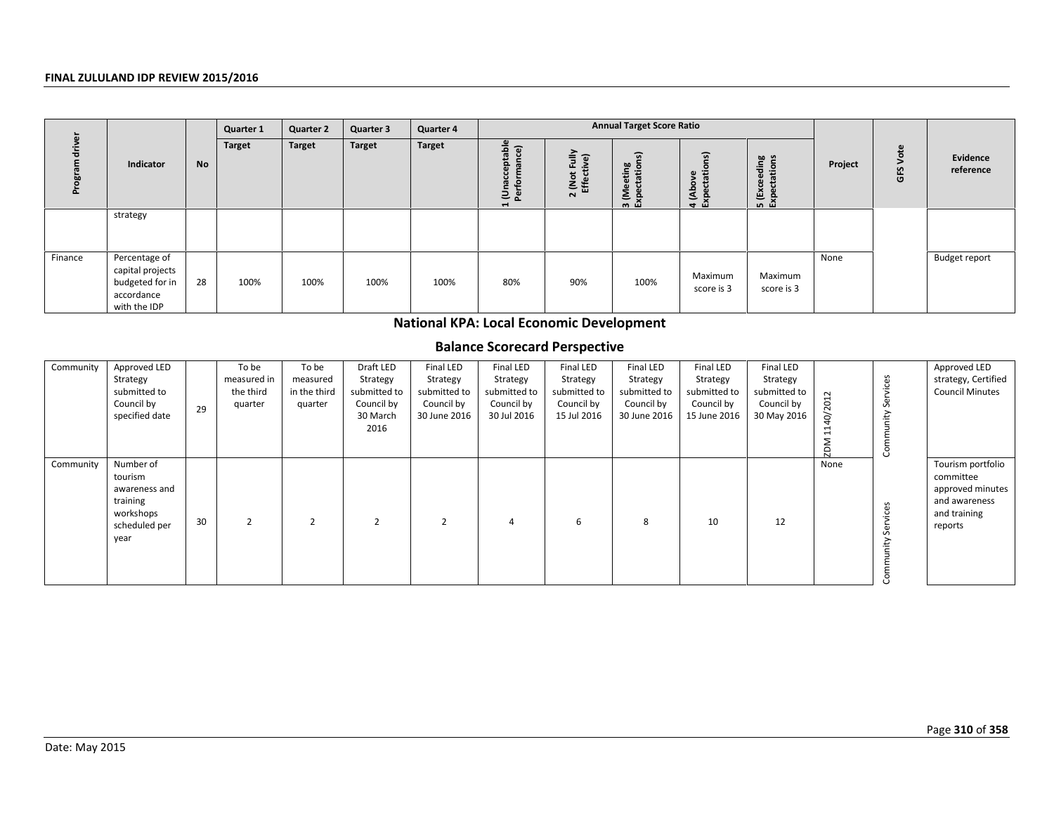| Program driver | Indicator | No | Quarter 1 | Quarter 2 | Quarter 3 | Quarter 4 | Annual Target Score Ratio | | | | | Project | GFS Vote | Evidence reference |
|---|---|---|---|---|---|---|---|---|---|---|---|---|---|---|
| | | | Target | Target | Target | Target | 1 (Unacceptable Performance) | 2 (Not Fully Effective) | 3 (Meeting Expectations) | 4 (Above Expectations) | 5 (Exceeding Expectations | | | |
| | strategy | | | | | | | | | | | | | |
| Finance | Percentage of capital projects budgeted for in accordance with the IDP | 28 | 100% | 100% | 100% | 100% | 80% | 90% | 100% | Maximum score is 3 | Maximum score is 3 | None | | Budget report |

## National KPA: Local Economic Development

## Balance Scorecard Perspective

| Program driver | Indicator | No | Quarter 1 Target | Quarter 2 Target | Quarter 3 Target | Quarter 4 Target | 1 (Unacceptable Performance) | 2 (Not Fully Effective) | 3 (Meeting Expectations) | 4 (Above Expectations) | 5 (Exceeding Expectations | Project | GFS Vote | Evidence reference |
|---|---|---|---|---|---|---|---|---|---|---|---|---|---|---|
| Community | Approved LED Strategy submitted to Council by specified date | 29 | To be measured in the third quarter | To be measured in the third quarter | Draft LED Strategy submitted to Council by 30 March 2016 | Final LED Strategy submitted to Council by 30 June 2016 | Final LED Strategy submitted to Council by 30 Jul 2016 | Final LED Strategy submitted to Council by 15 Jul 2016 | Final LED Strategy submitted to Council by 30 June 2016 | Final LED Strategy submitted to Council by 15 June 2016 | Final LED Strategy submitted to Council by 30 May 2016 | ZDM 1140/2012 | Community Services | Approved LED strategy, Certified Council Minutes |
| Community | Number of tourism awareness and training workshops scheduled per year | 30 | 2 | 2 | 2 | 2 | 4 | 6 | 8 | 10 | 12 | None | Community Services | Tourism portfolio committee approved minutes and awareness and training reports |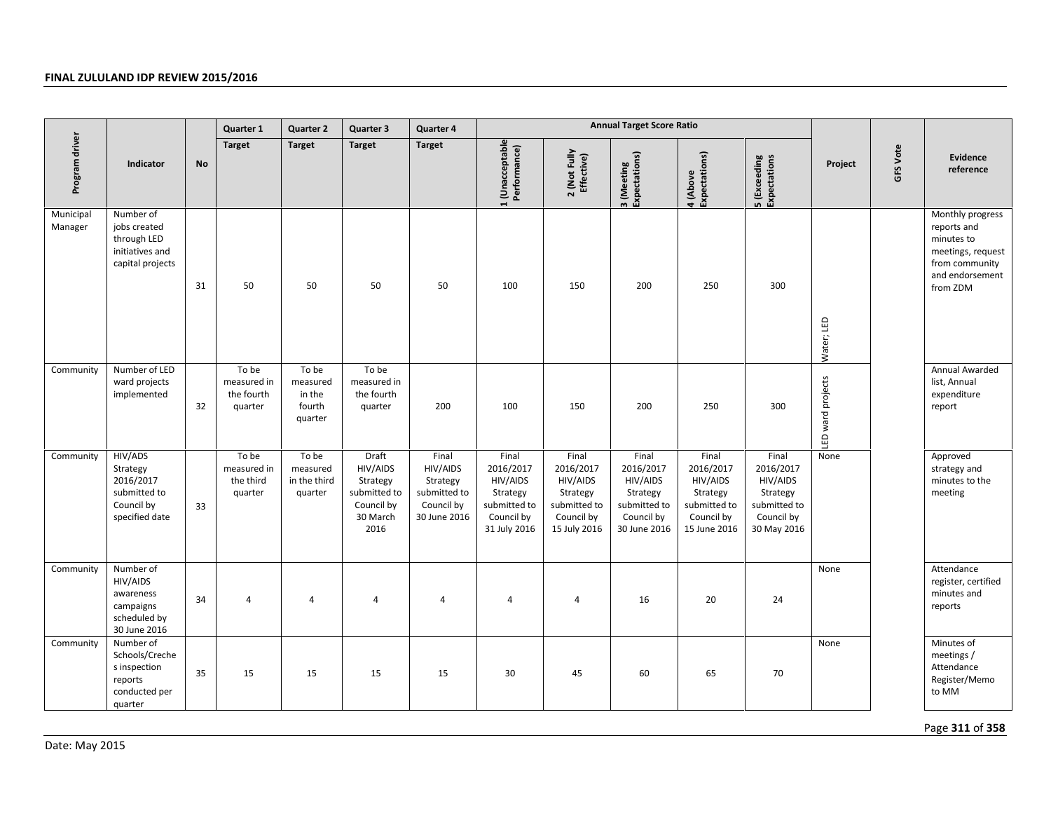| Program driver | Indicator | No | Quarter 1 | Quarter 2 | Quarter 3 | Quarter 4 | Annual Target Score Ratio | | | | | Project | GFS Vote | Evidence reference |
|---|---|---|---|---|---|---|---|---|---|---|---|---|---|---|
| | | | Target | Target | Target | Target | 1 (Unacceptable Performance) | 2 (Not Fully Effective) | 3 (Meeting Expectations) | 4 (Above Expectations) | 5 (Exceeding Expectations | | | |
| Municipal Manager | Number of jobs created through LED initiatives and capital projects | 31 | 50 | 50 | 50 | 50 | 100 | 150 | 200 | 250 | 300 | Water; LED | | Monthly progress reports and minutes to meetings, request from community and endorsement from ZDM |
| Community | Number of LED ward projects implemented | 32 | To be measured in the fourth quarter | To be measured in the fourth quarter | To be measured in the fourth quarter | 200 | 100 | 150 | 200 | 250 | 300 | LED ward projects | | Annual Awarded list, Annual expenditure report |
| Community | HIV/ADS Strategy 2016/2017 submitted to Council by specified date | 33 | To be measured in the third quarter | To be measured in the third quarter | Draft HIV/AIDS Strategy submitted to Council by 30 March 2016 | Final HIV/AIDS Strategy submitted to Council by 30 June 2016 | Final 2016/2017 HIV/AIDS Strategy submitted to Council by 31 July 2016 | Final 2016/2017 HIV/AIDS Strategy submitted to Council by 15 July 2016 | Final 2016/2017 HIV/AIDS Strategy submitted to Council by 30 June 2016 | Final 2016/2017 HIV/AIDS Strategy submitted to Council by 15 June 2016 | Final 2016/2017 HIV/AIDS Strategy submitted to Council by 30 May 2016 | None | | Approved strategy and minutes to the meeting |
| Community | Number of HIV/AIDS awareness campaigns scheduled by 30 June 2016 | 34 | 4 | 4 | 4 | 4 | 4 | 4 | 16 | 20 | 24 | None | | Attendance register, certified minutes and reports |
| Community | Number of Schools/Creches inspection reports conducted per quarter | 35 | 15 | 15 | 15 | 15 | 30 | 45 | 60 | 65 | 70 | None | | Minutes of meetings / Attendance Register/Memo to MM |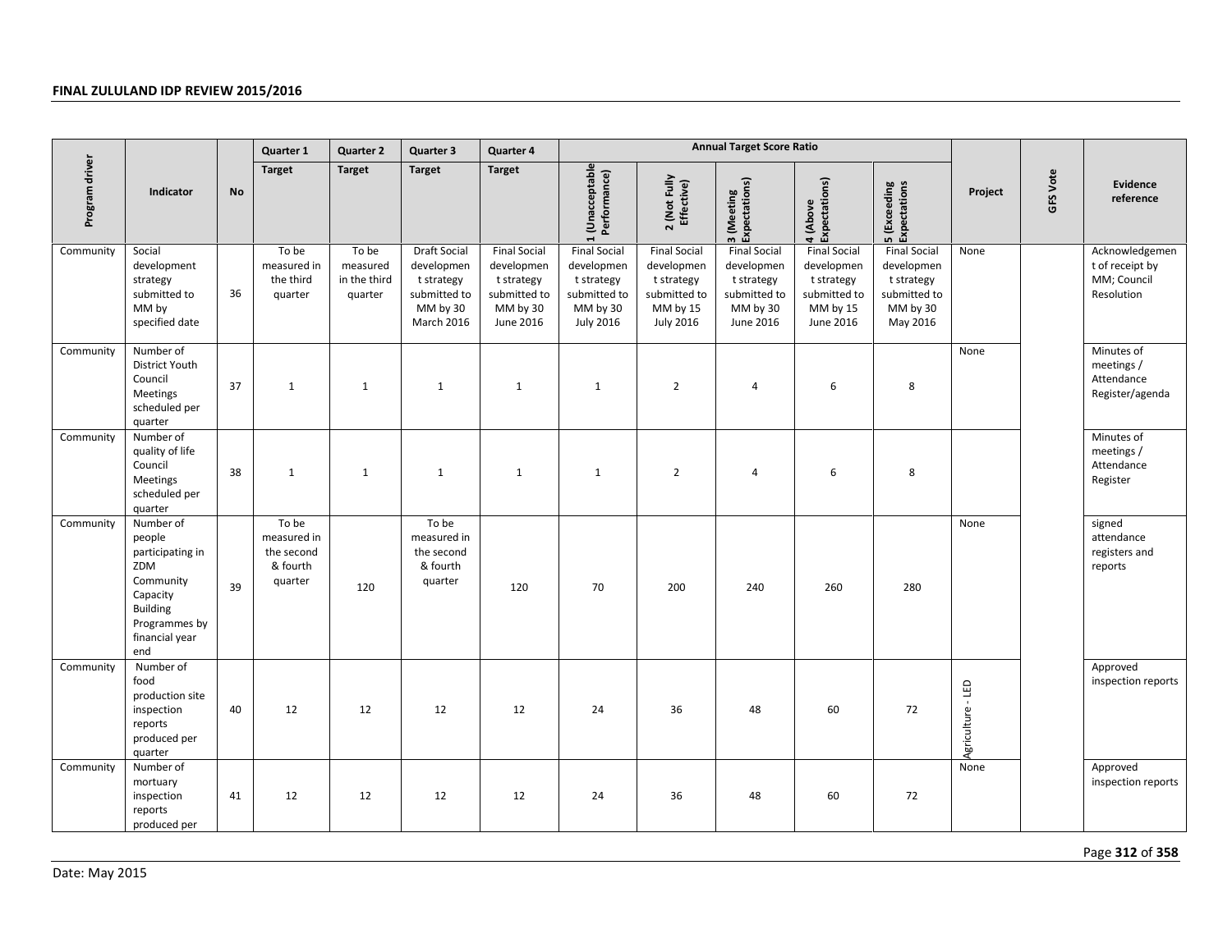| Program driver | Indicator | No | Quarter 1 | Quarter 2 | Quarter 3 | Quarter 4 | Annual Target Score Ratio | | | | | Project | GFS Vote | Evidence reference |
|---|---|---|---|---|---|---|---|---|---|---|---|---|---|---|
| | | | Target | Target | Target | Target | 1 (Unacceptable Performance) | 2 (Not Fully Effective) | 3 (Meeting Expectations) | 4 (Above Expectations) | 5 (Exceeding Expectations | | | |
| Community | Social development strategy submitted to MM by specified date | 36 | To be measured in the third quarter | To be measured in the third quarter | Draft Social development strategy submitted to MM by 30 March 2016 | Final Social development strategy submitted to MM by 30 June 2016 | Final Social development strategy submitted to MM by 30 July 2016 | Final Social development strategy submitted to MM by 15 July 2016 | Final Social development strategy submitted to MM by 30 June 2016 | Final Social development strategy submitted to MM by 15 June 2016 | Final Social development strategy submitted to MM by 30 May 2016 | None | | Acknowledgement of receipt by MM; Council Resolution |
| Community | Number of District Youth Council Meetings scheduled per quarter | 37 | 1 | 1 | 1 | 1 | 1 | 2 | 4 | 6 | 8 | None | | Minutes of meetings / Attendance Register/agenda |
| Community | Number of quality of life Council Meetings scheduled per quarter | 38 | 1 | 1 | 1 | 1 | 1 | 2 | 4 | 6 | 8 | | | Minutes of meetings / Attendance Register |
| Community | Number of people participating in ZDM Community Capacity Building Programmes by financial year end | 39 | To be measured in the second & fourth quarter | 120 | To be measured in the second & fourth quarter | 120 | 70 | 200 | 240 | 260 | 280 | None | | signed attendance registers and reports |
| Community | Number of food production site inspection reports produced per quarter | 40 | 12 | 12 | 12 | 12 | 24 | 36 | 48 | 60 | 72 | Agriculture - LED | | Approved inspection reports |
| Community | Number of mortuary inspection reports produced per | 41 | 12 | 12 | 12 | 12 | 24 | 36 | 48 | 60 | 72 | None | | Approved inspection reports |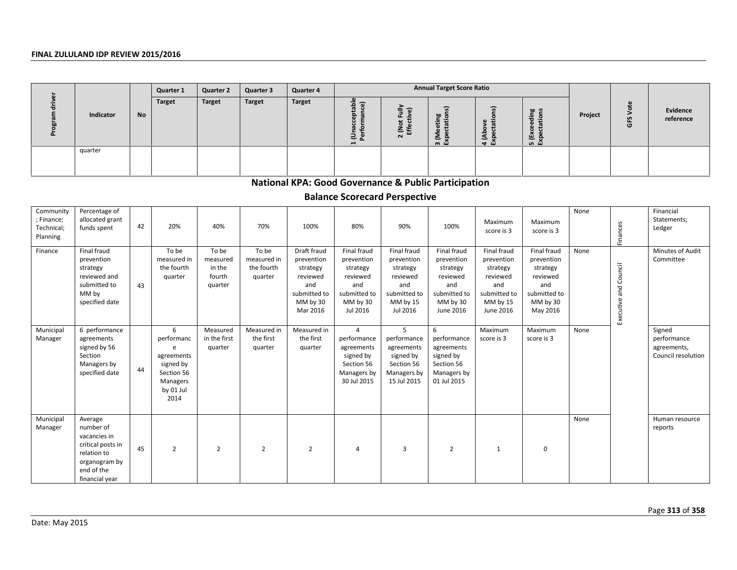| Program driver | Indicator | No | Quarter 1 | Quarter 2 | Quarter 3 | Quarter 4 | Annual Target Score Ratio | | | | | Project | GFS Vote | Evidence reference |
|---|---|---|---|---|---|---|---|---|---|---|---|---|---|---|
| | | | Target | Target | Target | Target | 1 (Unacceptable Performance) | 2 (Not Fully Effective) | 3 (Meeting Expectations) | 4 (Above Expectations) | 5 (Exceeding Expectations) | | | |
| | quarter | | | | | | | | | | | | | |

## National KPA: Good Governance & Public Participation

### Balance Scorecard Perspective

| Program driver | Indicator | No | Quarter 1 Target | Quarter 2 Target | Quarter 3 Target | Quarter 4 Target | 1 (Unacceptable Performance) | 2 (Not Fully Effective) | 3 (Meeting Expectations) | 4 (Above Expectations) | 5 (Exceeding Expectations) | Project | GFS Vote | Evidence reference |
|---|---|---|---|---|---|---|---|---|---|---|---|---|---|---|
| Community; Finance; Technical; Planning | Percentage of allocated grant funds spent | 42 | 20% | 40% | 70% | 100% | 80% | 90% | 100% | Maximum score is 3 | Maximum score is 3 | None | Finances | Financial Statements; Ledger |
| Finance | Final fraud prevention strategy reviewed and submitted to MM by specified date | 43 | To be measured in the fourth quarter | To be measured in the fourth quarter | To be measured in the fourth quarter | Draft fraud prevention strategy reviewed and submitted to MM by 30 Mar 2016 | Final fraud prevention strategy reviewed and submitted to MM by 30 Jul 2016 | Final fraud prevention strategy reviewed and submitted to MM by 15 Jul 2016 | Final fraud prevention strategy reviewed and submitted to MM by 30 June 2016 | Final fraud prevention strategy reviewed and submitted to MM by 15 June 2016 | Final fraud prevention strategy reviewed and submitted to MM by 30 May 2016 | None | Executive and Council | Minutes of Audit Committee |
| Municipal Manager | 6 performance agreements signed by 56 Section Managers by specified date | 44 | 6 performance agreements signed by Section 56 Managers by 01 Jul 2014 | Measured in the first quarter | Measured in the first quarter | Measured in the first quarter | 4 performance agreements signed by Section 56 Managers by 30 Jul 2015 | 5 performance agreements signed by Section 56 Managers by 15 Jul 2015 | 6 performance agreements signed by Section 56 Managers by 01 Jul 2015 | Maximum score is 3 | Maximum score is 3 | None | | Signed performance agreements, Council resolution |
| Municipal Manager | Average number of vacancies in critical posts in relation to organogram by end of the financial year | 45 | 2 | 2 | 2 | 2 | 4 | 3 | 2 | 1 | 0 | None | | Human resource reports |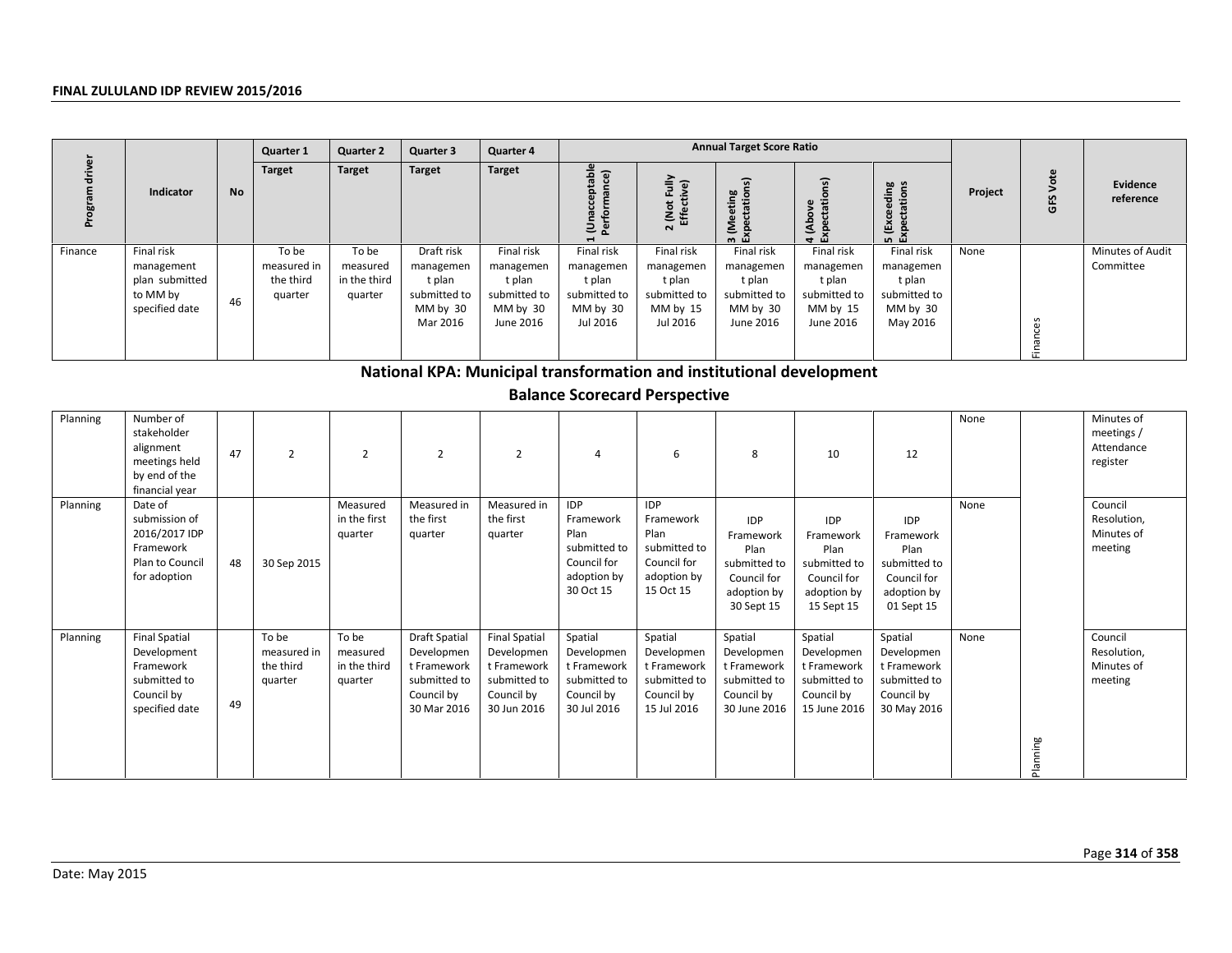| Program driver | Indicator | No | Quarter 1 | Quarter 2 | Quarter 3 | Quarter 4 | Annual Target Score Ratio | | | | | Project | GFS Vote | Evidence reference |
|---|---|---|---|---|---|---|---|---|---|---|---|---|---|---|
| | | | Target | Target | Target | Target | 1 (Unacceptable Performance) | 2 (Not Fully Effective) | 3 (Meeting Expectations) | 4 (Above Expectations) | 5 (Exceeding Expectations | | | |
| Finance | Final risk management plan submitted to MM by specified date | 46 | To be measured in the third quarter | To be measured in the third quarter | Draft risk management plan submitted to MM by 30 Mar 2016 | Final risk management plan submitted to MM by 30 June 2016 | Final risk management plan submitted to MM by 30 Jul 2016 | Final risk management plan submitted to MM by 15 Jul 2016 | Final risk management plan submitted to MM by 30 June 2016 | Final risk management plan submitted to MM by 15 June 2016 | Final risk management plan submitted to MM by 30 May 2016 | None | Finances | Minutes of Audit Committee |

## National KPA: Municipal transformation and institutional development

### Balance Scorecard Perspective

| Program driver | Indicator | No | Quarter 1 Target | Quarter 2 Target | Quarter 3 Target | Quarter 4 Target | 1 (Unacceptable Performance) | 2 (Not Fully Effective) | 3 (Meeting Expectations) | 4 (Above Expectations) | 5 (Exceeding Expectations | Project | GFS Vote | Evidence reference |
|---|---|---|---|---|---|---|---|---|---|---|---|---|---|---|
| Planning | Number of stakeholder alignment meetings held by end of the financial year | 47 | 2 | 2 | 2 | 2 | 4 | 6 | 8 | 10 | 12 | None | | Minutes of meetings / Attendance register |
| Planning | Date of submission of 2016/2017 IDP Framework Plan to Council for adoption | 48 | 30 Sep 2015 | Measured in the first quarter | Measured in the first quarter | Measured in the first quarter | IDP Framework Plan submitted to Council for adoption by 30 Oct 15 | IDP Framework Plan submitted to Council for adoption by 15 Oct 15 | IDP Framework Plan submitted to Council for adoption by 30 Sept 15 | IDP Framework Plan submitted to Council for adoption by 15 Sept 15 | IDP Framework Plan submitted to Council for adoption by 01 Sept 15 | None | | Council Resolution, Minutes of meeting |
| Planning | Final Spatial Development Framework submitted to Council by specified date | 49 | To be measured in the third quarter | To be measured in the third quarter | Draft Spatial Development Framework submitted to Council by 30 Mar 2016 | Final Spatial Development Framework submitted to Council by 30 Jun 2016 | Spatial Development Framework submitted to Council by 30 Jul 2016 | Spatial Development Framework submitted to Council by 15 Jul 2016 | Spatial Development Framework submitted to Council by 30 June 2016 | Spatial Development Framework submitted to Council by 15 June 2016 | Spatial Development Framework submitted to Council by 30 May 2016 | None | Planning | Council Resolution, Minutes of meeting |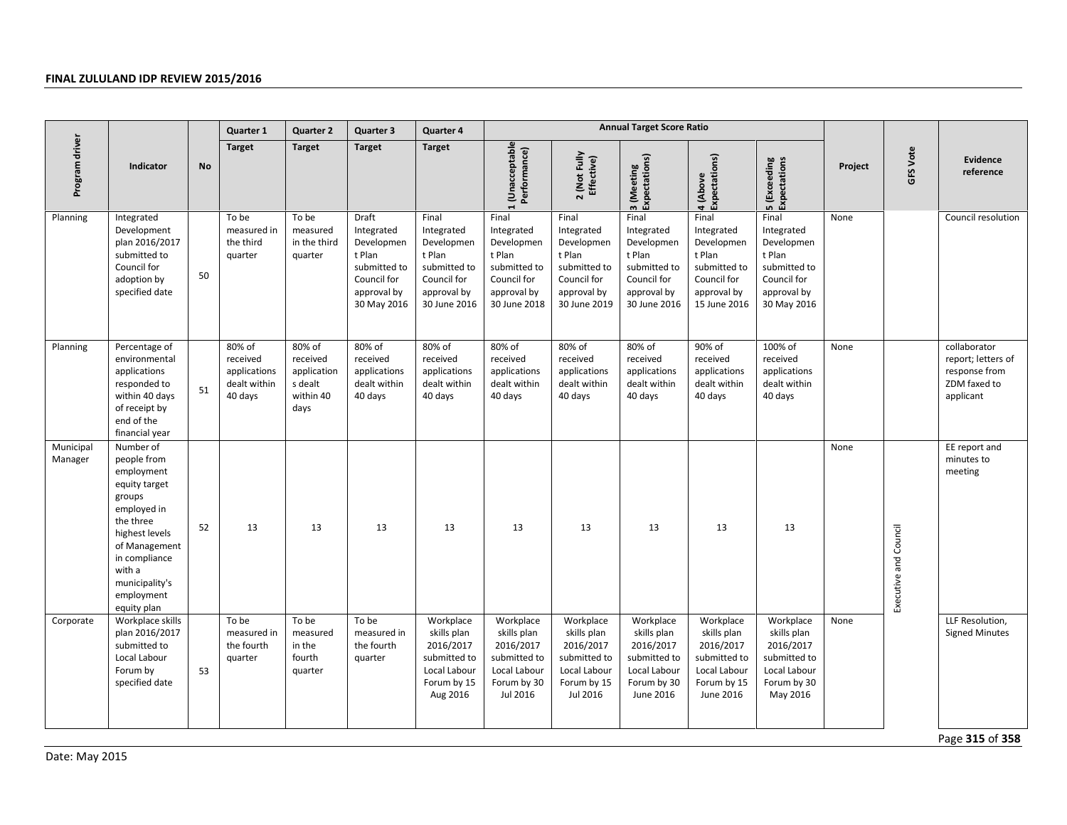| Program driver | Indicator | No | Quarter 1 | Quarter 2 | Quarter 3 | Quarter 4 | Annual Target Score Ratio | | | | | Project | GFS Vote | Evidence reference |
|---|---|---|---|---|---|---|---|---|---|---|---|---|---|---|
| | | | Target | Target | Target | Target | 1 (Unacceptable Performance) | 2 (Not Fully Effective) | 3 (Meeting Expectations) | 4 (Above Expectations) | 5 (Exceeding Expectations | | | |
| Planning | Integrated Development plan 2016/2017 submitted to Council for adoption by specified date | 50 | To be measured in the third quarter | To be measured in the third quarter | Draft Integrated Development Plan submitted to Council for approval by 30 May 2016 | Final Integrated Development Plan submitted to Council for approval by 30 June 2016 | Final Integrated Development Plan submitted to Council for approval by 30 June 2018 | Final Integrated Development Plan submitted to Council for approval by 30 June 2019 | Final Integrated Development Plan submitted to Council for approval by 30 June 2016 | Final Integrated Development Plan submitted to Council for approval by 15 June 2016 | Final Integrated Development Plan submitted to Council for approval by 30 May 2016 | None | | Council resolution |
| Planning | Percentage of environmental applications responded to within 40 days of receipt by end of the financial year | 51 | 80% of received applications dealt within 40 days | 80% of received applications dealt within 40 days | 80% of received applications dealt within 40 days | 80% of received applications dealt within 40 days | 80% of received applications dealt within 40 days | 80% of received applications dealt within 40 days | 80% of received applications dealt within 40 days | 90% of received applications dealt within 40 days | 100% of received applications dealt within 40 days | None | | collaborator report; letters of response from ZDM faxed to applicant |
| Municipal Manager | Number of people from employment equity target groups employed in the three highest levels of Management in compliance with a municipality's employment equity plan | 52 | 13 | 13 | 13 | 13 | 13 | 13 | 13 | 13 | 13 | None | Executive and Council | EE report and minutes to meeting |
| Corporate | Workplace skills plan 2016/2017 submitted to Local Labour Forum by specified date | 53 | To be measured in the fourth quarter | To be measured in the fourth quarter | To be measured in the fourth quarter | Workplace skills plan 2016/2017 submitted to Local Labour Forum by 15 Aug 2016 | Workplace skills plan 2016/2017 submitted to Local Labour Forum by 30 Jul 2016 | Workplace skills plan 2016/2017 submitted to Local Labour Forum by 15 Jul 2016 | Workplace skills plan 2016/2017 submitted to Local Labour Forum by 30 June 2016 | Workplace skills plan 2016/2017 submitted to Local Labour Forum by 15 June 2016 | Workplace skills plan 2016/2017 submitted to Local Labour Forum by 30 May 2016 | None | | LLF Resolution, Signed Minutes |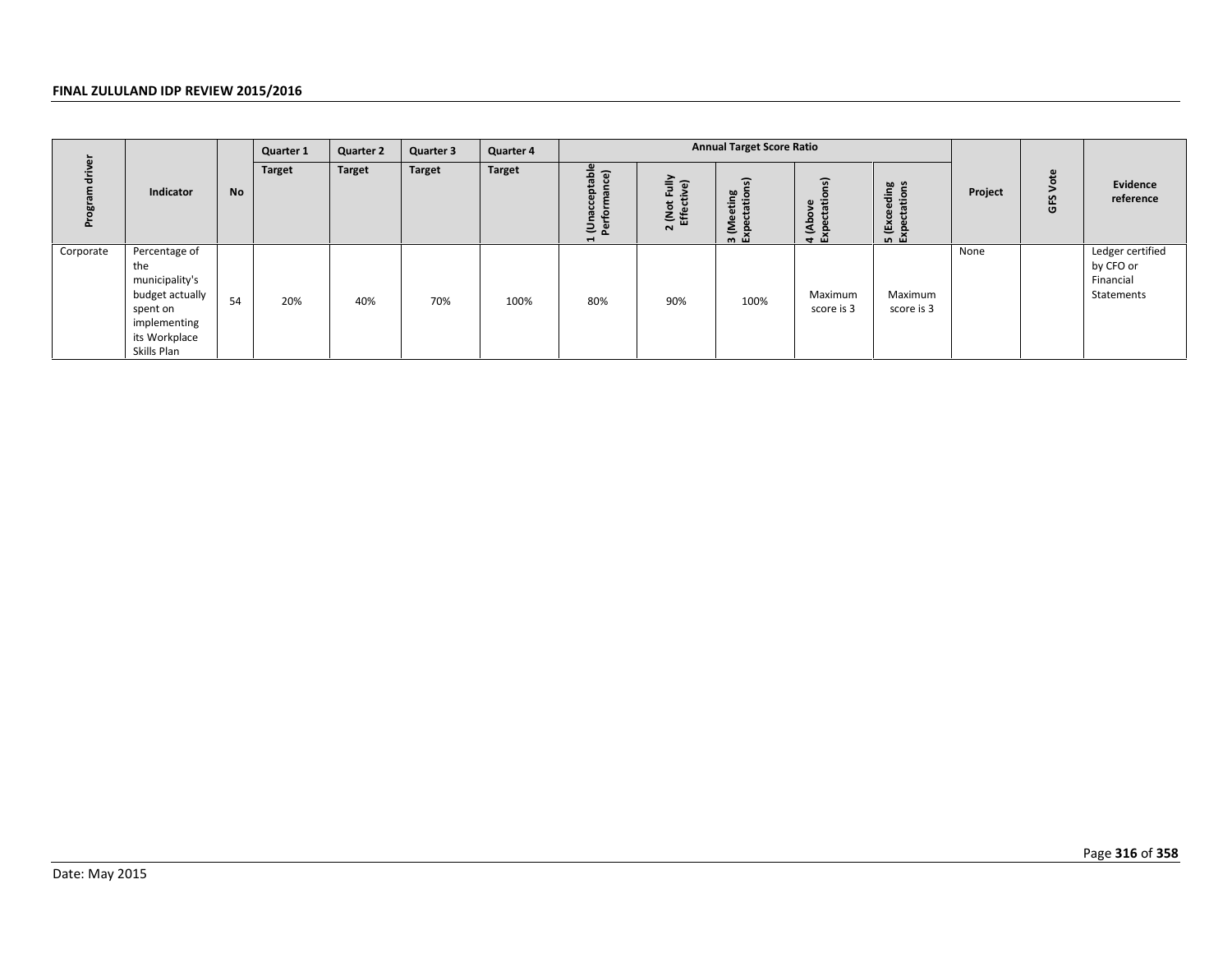| Program driver | Indicator | No | Quarter 1 | Quarter 2 | Quarter 3 | Quarter 4 | Annual Target Score Ratio | | | | | Project | GFS Vote | Evidence reference |
|---|---|---|---|---|---|---|---|---|---|---|---|---|---|---|
| | | | Target | Target | Target | Target | 1 (Unacceptable Performance) | 2 (Not Fully Effective) | 3 (Meeting Expectations) | 4 (Above Expectations) | 5 (Exceeding Expectations | | | |
| Corporate | Percentage of the municipality's budget actually spent on implementing its Workplace Skills Plan | 54 | 20% | 40% | 70% | 100% | 80% | 90% | 100% | Maximum score is 3 | Maximum score is 3 | None | | Ledger certified by CFO or Financial Statements |